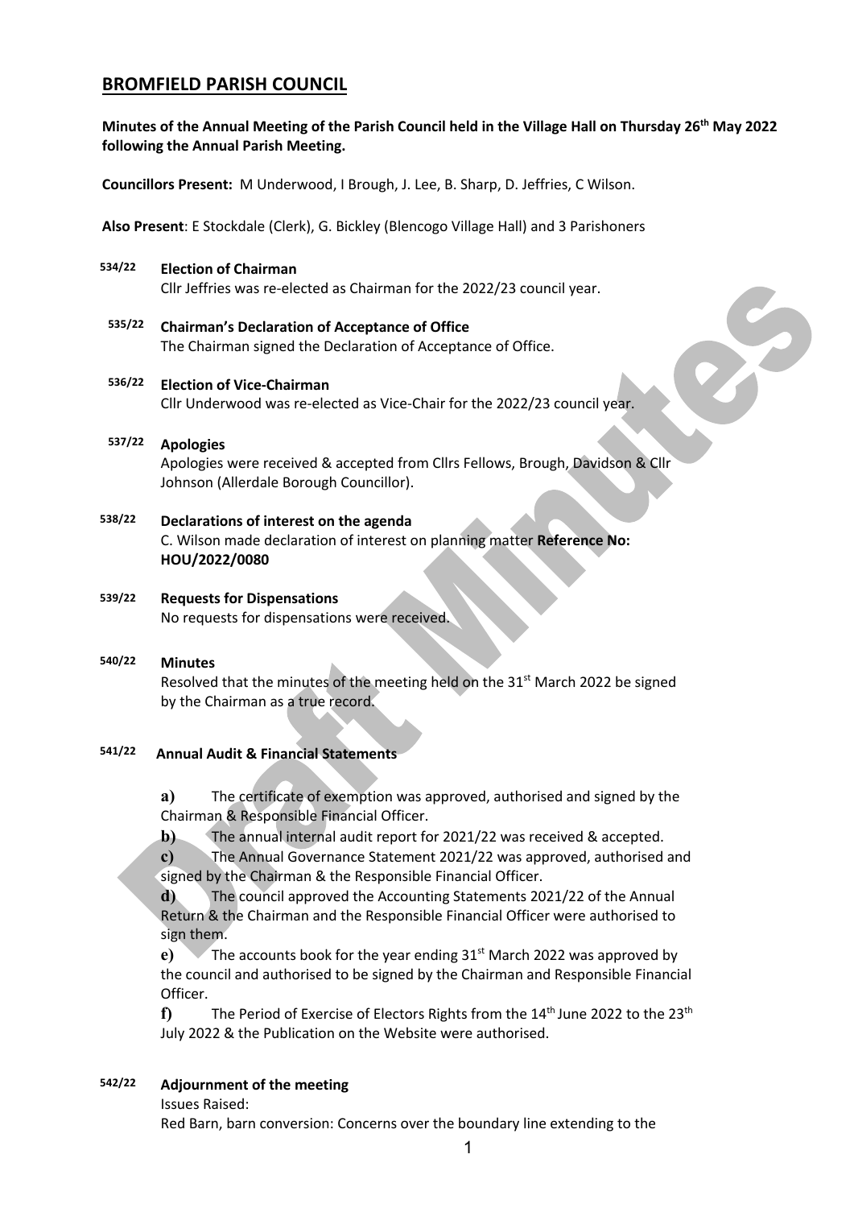# BROMFIELD PARISH COUNCIL

**Minutes of the Annual Meeting of the Parish Council held in the Village Hall on Thursday 26th May 2022 following the Annual Parish Meeting.**

**Councillors Present:** M Underwood, I Brough, J. Lee, B. Sharp, D. Jeffries, C Wilson.

**Also Present**: E Stockdale (Clerk), G. Bickley (Blencogo Village Hall) and 3 Parishoners

**534/22 Election of Chairman**

Cllr Jeffries was re-elected as Chairman for the 2022/23 council year.

**535/22 Chairman's Declaration of Acceptance of Office**

The Chairman signed the Declaration of Acceptance of Office.

**536/22 Election of Vice-Chairman**

Cllr Underwood was re-elected as Vice-Chair for the 2022/23 council year.

**537/22 Apologies**

Apologies were received & accepted from Cllrs Fellows, Brough, Davidson & Cllr Johnson (Allerdale Borough Councillor).

**538/22 Declarations of interest on the agenda**

C. Wilson made declaration of interest on planning matter **Reference No: HOU/2022/0080**

**539/22 Requests for Dispensations**

No requests for dispensations were received.

**540/22 Minutes**

Resolved that the minutes of the meeting held on the 31st March 2022 be signed by the Chairman as a true record.

**541/22 Annual Audit & Financial Statements**

**a)** The certificate of exemption was approved, authorised and signed by the Chairman & Responsible Financial Officer.

**b)** The annual internal audit report for 2021/22 was received & accepted.

**c)** The Annual Governance Statement 2021/22 was approved, authorised and signed by the Chairman & the Responsible Financial Officer.

**d)** The council approved the Accounting Statements 2021/22 of the Annual Return & the Chairman and the Responsible Financial Officer were authorised to sign them.

**e)** The accounts book for the year ending 31st March 2022 was approved by the council and authorised to be signed by the Chairman and Responsible Financial Officer.

**f)** The Period of Exercise of Electors Rights from the 14th June 2022 to the 23th July 2022 & the Publication on the Website were authorised.

**542/22 Adjournment of the meeting**

Issues Raised:

Red Barn, barn conversion: Concerns over the boundary line extending to the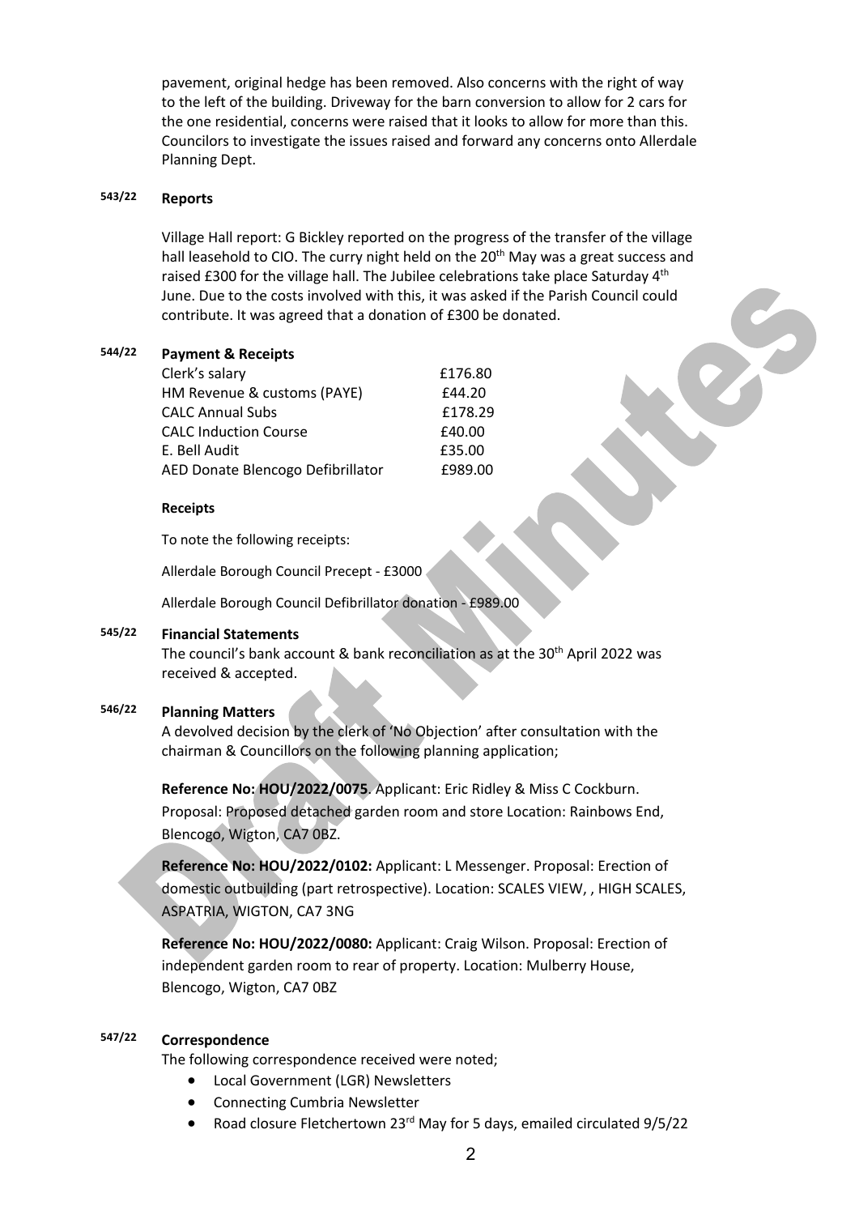pavement, original hedge has been removed. Also concerns with the right of way to the left of the building. Driveway for the barn conversion to allow for 2 cars for the one residential, concerns were raised that it looks to allow for more than this. Councilors to investigate the issues raised and forward any concerns onto Allerdale Planning Dept.

**543/22 Reports**

Village Hall report: G Bickley reported on the progress of the transfer of the village hall leasehold to CIO. The curry night held on the 20th May was a great success and raised £300 for the village hall. The Jubilee celebrations take place Saturday 4th June. Due to the costs involved with this, it was asked if the Parish Council could contribute. It was agreed that a donation of £300 be donated.

**544/22 Payment & Receipts**

| | |
|---|---|
| Clerk's salary | £176.80 |
| HM Revenue & customs (PAYE) | £44.20 |
| CALC Annual Subs | £178.29 |
| CALC Induction Course | £40.00 |
| E. Bell Audit | £35.00 |
| AED Donate Blencogo Defibrillator | £989.00 |

**Receipts**

To note the following receipts:

Allerdale Borough Council Precept - £3000

Allerdale Borough Council Defibrillator donation - £989.00

**545/22 Financial Statements**

The council's bank account & bank reconciliation as at the 30th April 2022 was received & accepted.

**546/22 Planning Matters**

A devolved decision by the clerk of 'No Objection' after consultation with the chairman & Councillors on the following planning application;

**Reference No: HOU/2022/0075**. Applicant: Eric Ridley & Miss C Cockburn. Proposal: Proposed detached garden room and store Location: Rainbows End, Blencogo, Wigton, CA7 0BZ.

**Reference No: HOU/2022/0102:** Applicant: L Messenger. Proposal: Erection of domestic outbuilding (part retrospective). Location: SCALES VIEW, , HIGH SCALES, ASPATRIA, WIGTON, CA7 3NG

**Reference No: HOU/2022/0080:** Applicant: Craig Wilson. Proposal: Erection of independent garden room to rear of property. Location: Mulberry House, Blencogo, Wigton, CA7 0BZ

**547/22 Correspondence**

The following correspondence received were noted;

- Local Government (LGR) Newsletters
- Connecting Cumbria Newsletter
- Road closure Fletchertown 23rd May for 5 days, emailed circulated 9/5/22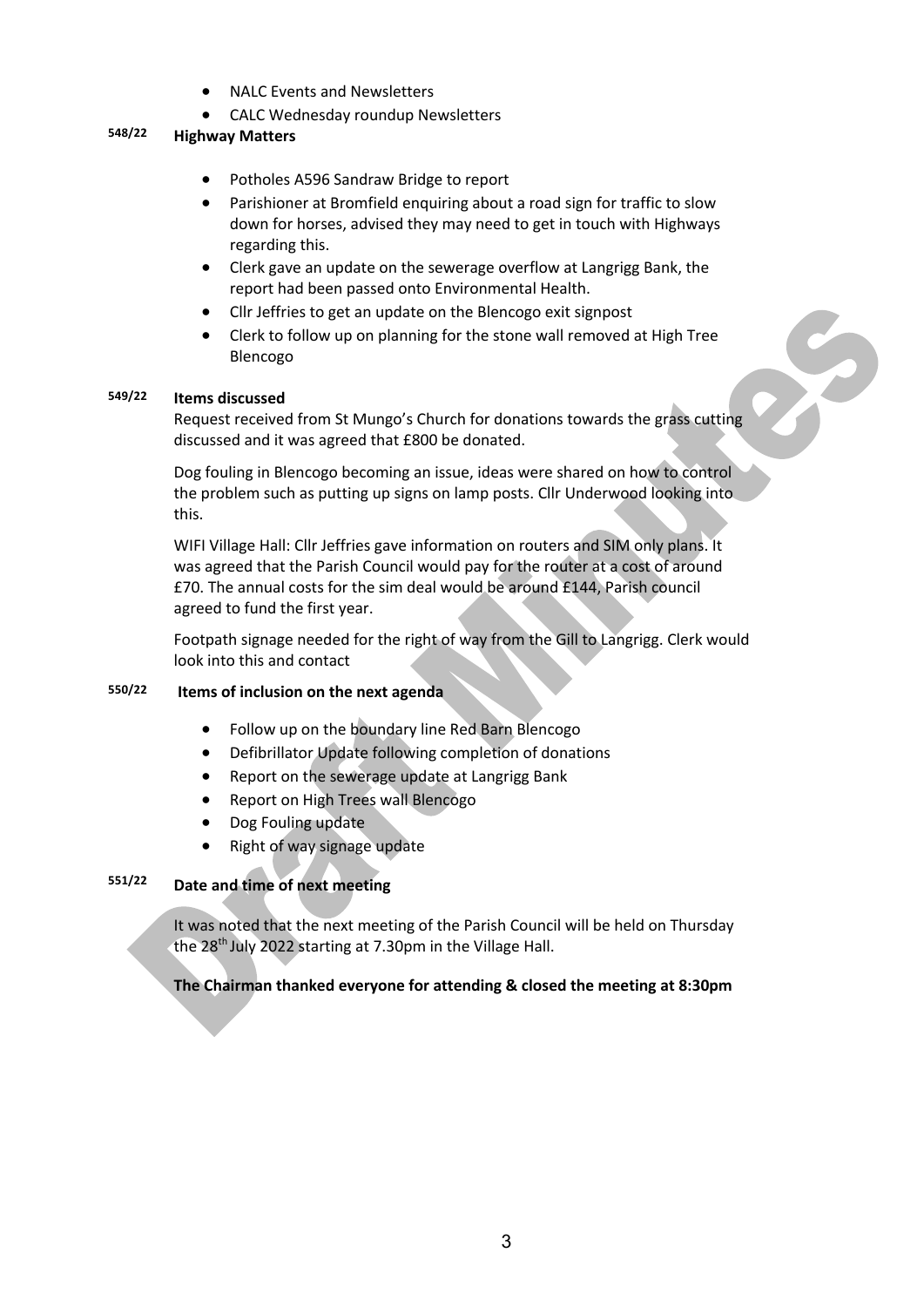- NALC Events and Newsletters
- CALC Wednesday roundup Newsletters

**548/22 Highway Matters**

- Potholes A596 Sandraw Bridge to report
- Parishioner at Bromfield enquiring about a road sign for traffic to slow down for horses, advised they may need to get in touch with Highways regarding this.
- Clerk gave an update on the sewerage overflow at Langrigg Bank, the report had been passed onto Environmental Health.
- Cllr Jeffries to get an update on the Blencogo exit signpost
- Clerk to follow up on planning for the stone wall removed at High Tree Blencogo

**549/22 Items discussed**

Request received from St Mungo's Church for donations towards the grass cutting discussed and it was agreed that £800 be donated.

Dog fouling in Blencogo becoming an issue, ideas were shared on how to control the problem such as putting up signs on lamp posts. Cllr Underwood looking into this.

WIFI Village Hall: Cllr Jeffries gave information on routers and SIM only plans. It was agreed that the Parish Council would pay for the router at a cost of around £70. The annual costs for the sim deal would be around £144, Parish council agreed to fund the first year.

Footpath signage needed for the right of way from the Gill to Langrigg. Clerk would look into this and contact

**550/22 Items of inclusion on the next agenda**

- Follow up on the boundary line Red Barn Blencogo
- Defibrillator Update following completion of donations
- Report on the sewerage update at Langrigg Bank
- Report on High Trees wall Blencogo
- Dog Fouling update
- Right of way signage update

**551/22 Date and time of next meeting**

It was noted that the next meeting of the Parish Council will be held on Thursday the 28th July 2022 starting at 7.30pm in the Village Hall.

**The Chairman thanked everyone for attending & closed the meeting at 8:30pm**